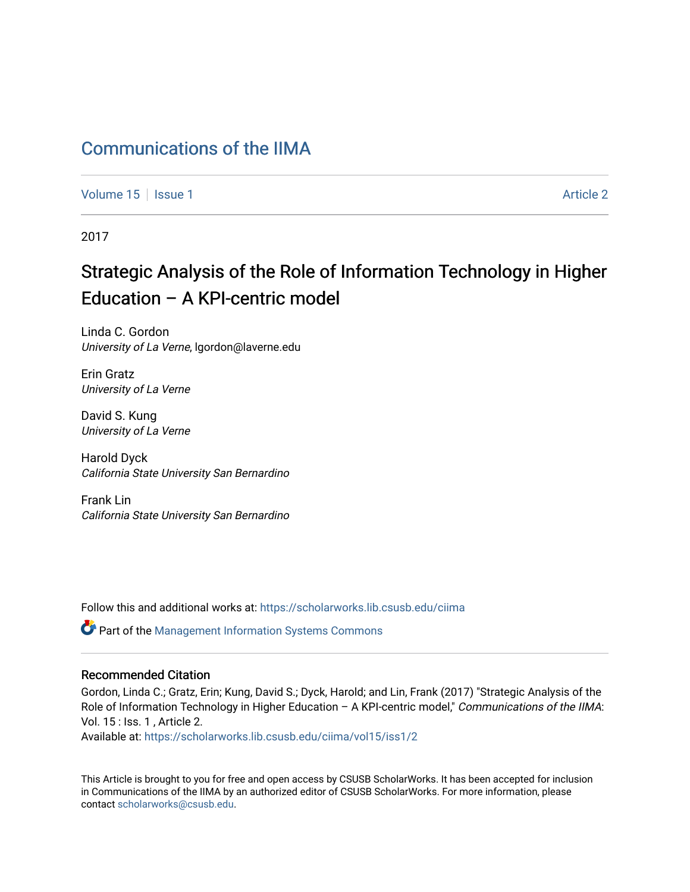# Communications of the IIMA

Volume 15 | Issue 1 | Article 2

2017

## Strategic Analysis of the Role of Information Technology in Higher Education – A KPI-centric model

Linda C. Gordon
*University of La Verne*, lgordon@laverne.edu

Erin Gratz
*University of La Verne*

David S. Kung
*University of La Verne*

Harold Dyck
*California State University San Bernardino*

Frank Lin
*California State University San Bernardino*

Follow this and additional works at: https://scholarworks.lib.csusb.edu/ciima

Part of the Management Information Systems Commons

### Recommended Citation

Gordon, Linda C.; Gratz, Erin; Kung, David S.; Dyck, Harold; and Lin, Frank (2017) "Strategic Analysis of the Role of Information Technology in Higher Education – A KPI-centric model," *Communications of the IIMA*: Vol. 15 : Iss. 1 , Article 2.
Available at: https://scholarworks.lib.csusb.edu/ciima/vol15/iss1/2

This Article is brought to you for free and open access by CSUSB ScholarWorks. It has been accepted for inclusion in Communications of the IIMA by an authorized editor of CSUSB ScholarWorks. For more information, please contact scholarworks@csusb.edu.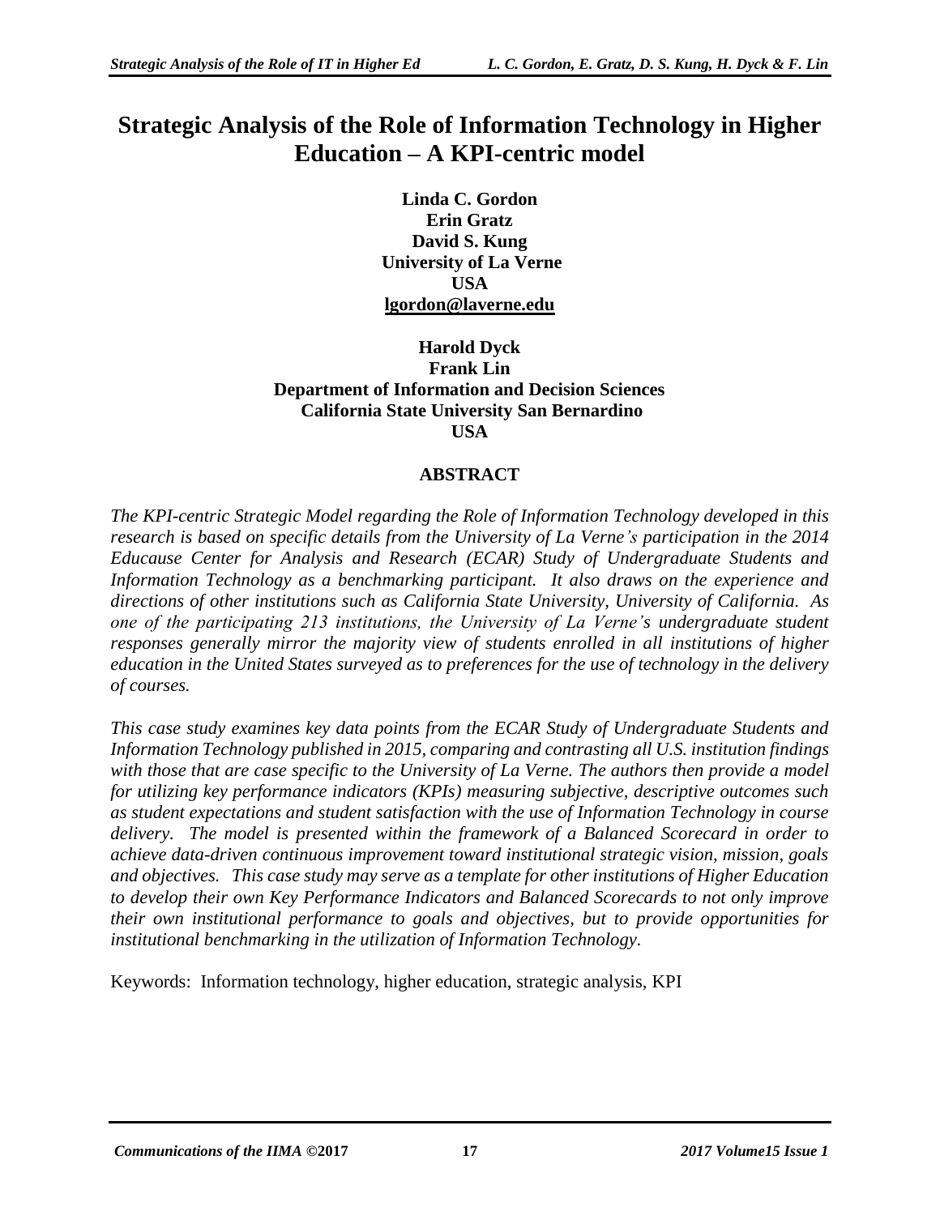# Strategic Analysis of the Role of Information Technology in Higher Education – A KPI-centric model

**Linda C. Gordon**
**Erin Gratz**
**David S. Kung**
**University of La Verne**
**USA**
**lgordon@laverne.edu**

**Harold Dyck**
**Frank Lin**
**Department of Information and Decision Sciences**
**California State University San Bernardino**
**USA**

## ABSTRACT

*The KPI-centric Strategic Model regarding the Role of Information Technology developed in this research is based on specific details from the University of La Verne's participation in the 2014 Educause Center for Analysis and Research (ECAR) Study of Undergraduate Students and Information Technology as a benchmarking participant. It also draws on the experience and directions of other institutions such as California State University, University of California. As one of the participating 213 institutions, the University of La Verne's undergraduate student responses generally mirror the majority view of students enrolled in all institutions of higher education in the United States surveyed as to preferences for the use of technology in the delivery of courses.*

*This case study examines key data points from the ECAR Study of Undergraduate Students and Information Technology published in 2015, comparing and contrasting all U.S. institution findings with those that are case specific to the University of La Verne. The authors then provide a model for utilizing key performance indicators (KPIs) measuring subjective, descriptive outcomes such as student expectations and student satisfaction with the use of Information Technology in course delivery. The model is presented within the framework of a Balanced Scorecard in order to achieve data-driven continuous improvement toward institutional strategic vision, mission, goals and objectives. This case study may serve as a template for other institutions of Higher Education to develop their own Key Performance Indicators and Balanced Scorecards to not only improve their own institutional performance to goals and objectives, but to provide opportunities for institutional benchmarking in the utilization of Information Technology.*

Keywords: Information technology, higher education, strategic analysis, KPI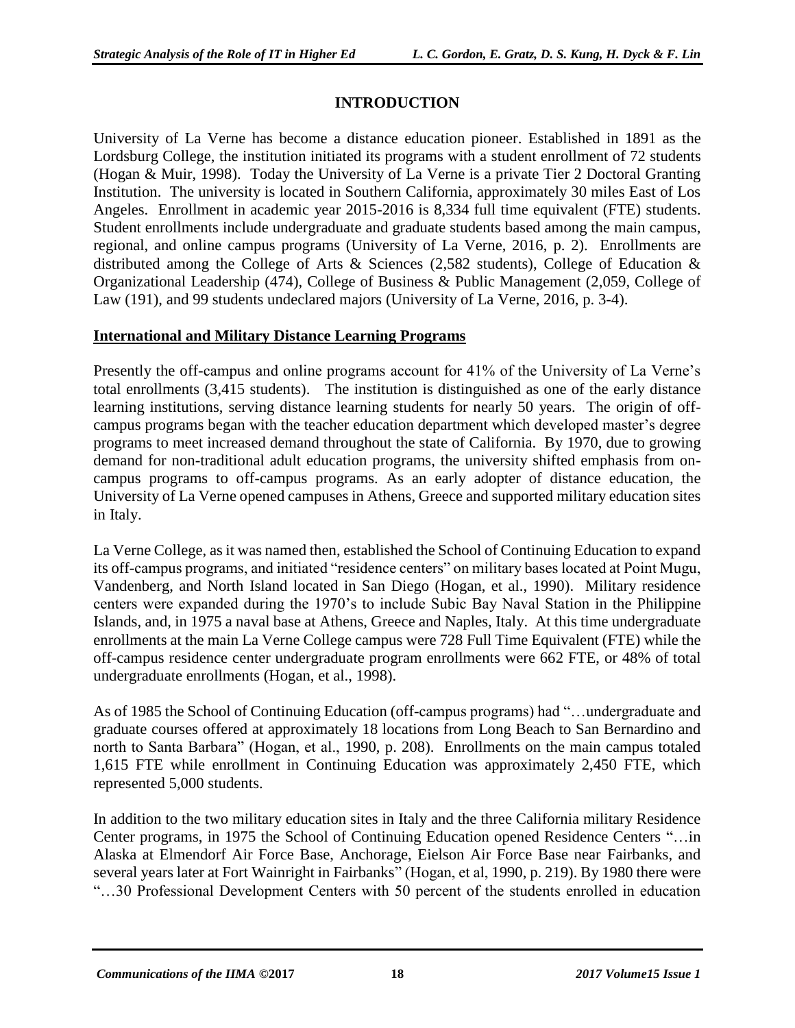## INTRODUCTION

University of La Verne has become a distance education pioneer. Established in 1891 as the Lordsburg College, the institution initiated its programs with a student enrollment of 72 students (Hogan & Muir, 1998). Today the University of La Verne is a private Tier 2 Doctoral Granting Institution. The university is located in Southern California, approximately 30 miles East of Los Angeles. Enrollment in academic year 2015-2016 is 8,334 full time equivalent (FTE) students. Student enrollments include undergraduate and graduate students based among the main campus, regional, and online campus programs (University of La Verne, 2016, p. 2). Enrollments are distributed among the College of Arts & Sciences (2,582 students), College of Education & Organizational Leadership (474), College of Business & Public Management (2,059, College of Law (191), and 99 students undeclared majors (University of La Verne, 2016, p. 3-4).

### International and Military Distance Learning Programs

Presently the off-campus and online programs account for 41% of the University of La Verne's total enrollments (3,415 students). The institution is distinguished as one of the early distance learning institutions, serving distance learning students for nearly 50 years. The origin of off-campus programs began with the teacher education department which developed master's degree programs to meet increased demand throughout the state of California. By 1970, due to growing demand for non-traditional adult education programs, the university shifted emphasis from on-campus programs to off-campus programs. As an early adopter of distance education, the University of La Verne opened campuses in Athens, Greece and supported military education sites in Italy.

La Verne College, as it was named then, established the School of Continuing Education to expand its off-campus programs, and initiated "residence centers" on military bases located at Point Mugu, Vandenberg, and North Island located in San Diego (Hogan, et al., 1990). Military residence centers were expanded during the 1970's to include Subic Bay Naval Station in the Philippine Islands, and, in 1975 a naval base at Athens, Greece and Naples, Italy. At this time undergraduate enrollments at the main La Verne College campus were 728 Full Time Equivalent (FTE) while the off-campus residence center undergraduate program enrollments were 662 FTE, or 48% of total undergraduate enrollments (Hogan, et al., 1998).

As of 1985 the School of Continuing Education (off-campus programs) had "…undergraduate and graduate courses offered at approximately 18 locations from Long Beach to San Bernardino and north to Santa Barbara" (Hogan, et al., 1990, p. 208). Enrollments on the main campus totaled 1,615 FTE while enrollment in Continuing Education was approximately 2,450 FTE, which represented 5,000 students.

In addition to the two military education sites in Italy and the three California military Residence Center programs, in 1975 the School of Continuing Education opened Residence Centers "…in Alaska at Elmendorf Air Force Base, Anchorage, Eielson Air Force Base near Fairbanks, and several years later at Fort Wainright in Fairbanks" (Hogan, et al, 1990, p. 219). By 1980 there were "…30 Professional Development Centers with 50 percent of the students enrolled in education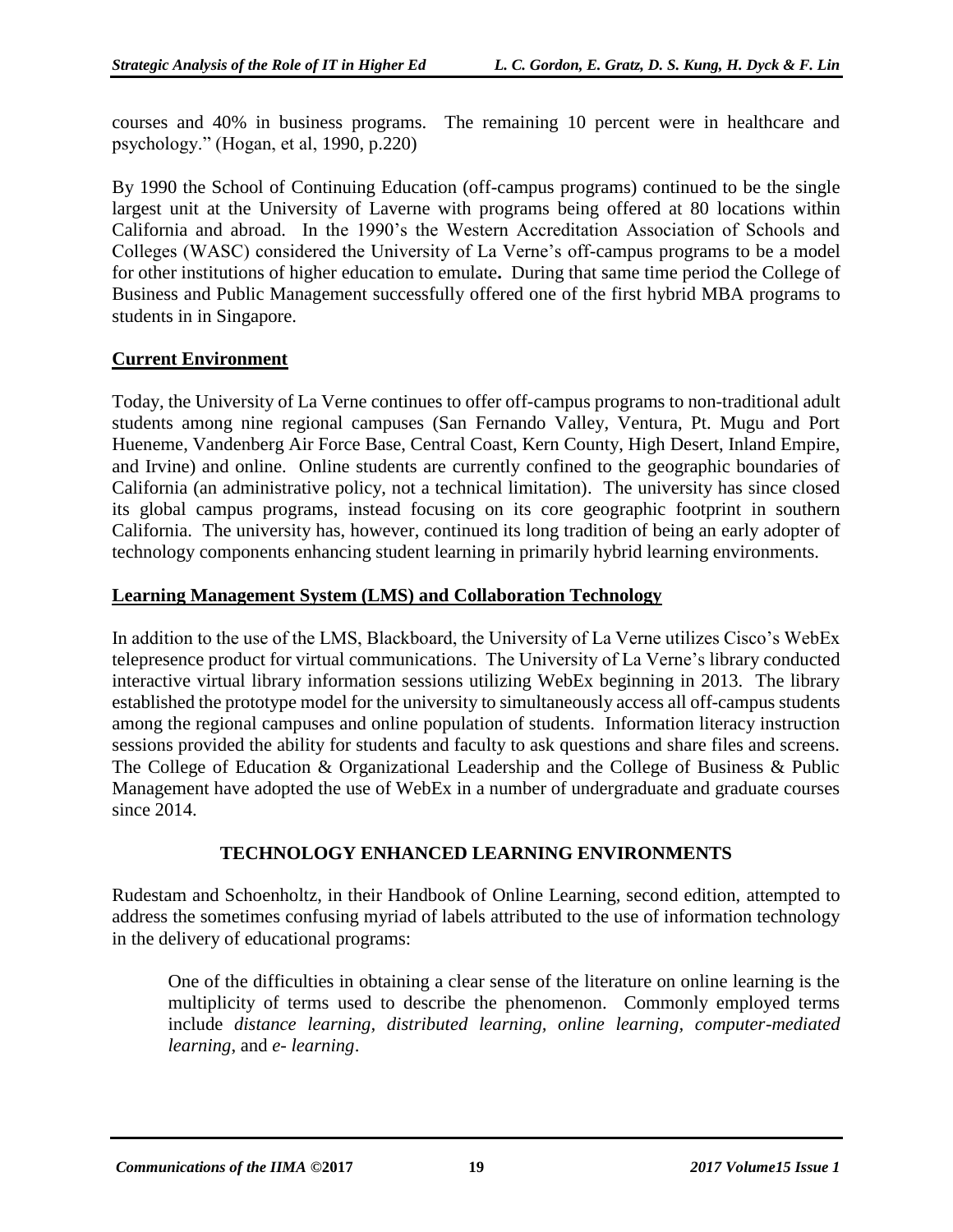courses and 40% in business programs. The remaining 10 percent were in healthcare and psychology." (Hogan, et al, 1990, p.220)

By 1990 the School of Continuing Education (off-campus programs) continued to be the single largest unit at the University of Laverne with programs being offered at 80 locations within California and abroad. In the 1990's the Western Accreditation Association of Schools and Colleges (WASC) considered the University of La Verne's off-campus programs to be a model for other institutions of higher education to emulate**.** During that same time period the College of Business and Public Management successfully offered one of the first hybrid MBA programs to students in in Singapore.

## Current Environment

Today, the University of La Verne continues to offer off-campus programs to non-traditional adult students among nine regional campuses (San Fernando Valley, Ventura, Pt. Mugu and Port Hueneme, Vandenberg Air Force Base, Central Coast, Kern County, High Desert, Inland Empire, and Irvine) and online. Online students are currently confined to the geographic boundaries of California (an administrative policy, not a technical limitation). The university has since closed its global campus programs, instead focusing on its core geographic footprint in southern California. The university has, however, continued its long tradition of being an early adopter of technology components enhancing student learning in primarily hybrid learning environments.

## Learning Management System (LMS) and Collaboration Technology

In addition to the use of the LMS, Blackboard, the University of La Verne utilizes Cisco's WebEx telepresence product for virtual communications. The University of La Verne's library conducted interactive virtual library information sessions utilizing WebEx beginning in 2013. The library established the prototype model for the university to simultaneously access all off-campus students among the regional campuses and online population of students. Information literacy instruction sessions provided the ability for students and faculty to ask questions and share files and screens. The College of Education & Organizational Leadership and the College of Business & Public Management have adopted the use of WebEx in a number of undergraduate and graduate courses since 2014.

# TECHNOLOGY ENHANCED LEARNING ENVIRONMENTS

Rudestam and Schoenholtz, in their Handbook of Online Learning, second edition, attempted to address the sometimes confusing myriad of labels attributed to the use of information technology in the delivery of educational programs:

> One of the difficulties in obtaining a clear sense of the literature on online learning is the multiplicity of terms used to describe the phenomenon. Commonly employed terms include *distance learning*, *distributed learning*, *online learning*, *computer-mediated learning*, and *e- learning*.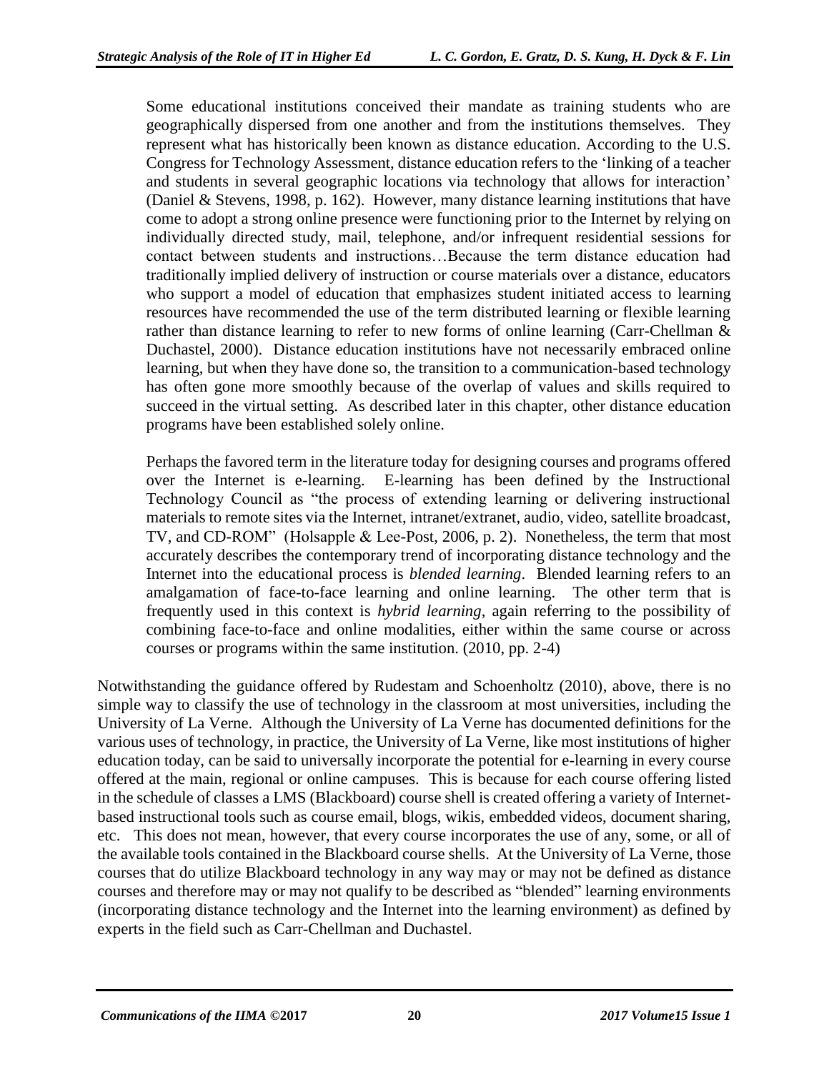> Some educational institutions conceived their mandate as training students who are geographically dispersed from one another and from the institutions themselves. They represent what has historically been known as distance education. According to the U.S. Congress for Technology Assessment, distance education refers to the 'linking of a teacher and students in several geographic locations via technology that allows for interaction' (Daniel & Stevens, 1998, p. 162). However, many distance learning institutions that have come to adopt a strong online presence were functioning prior to the Internet by relying on individually directed study, mail, telephone, and/or infrequent residential sessions for contact between students and instructions…Because the term distance education had traditionally implied delivery of instruction or course materials over a distance, educators who support a model of education that emphasizes student initiated access to learning resources have recommended the use of the term distributed learning or flexible learning rather than distance learning to refer to new forms of online learning (Carr-Chellman & Duchastel, 2000). Distance education institutions have not necessarily embraced online learning, but when they have done so, the transition to a communication-based technology has often gone more smoothly because of the overlap of values and skills required to succeed in the virtual setting. As described later in this chapter, other distance education programs have been established solely online.
>
> Perhaps the favored term in the literature today for designing courses and programs offered over the Internet is e-learning. E-learning has been defined by the Instructional Technology Council as "the process of extending learning or delivering instructional materials to remote sites via the Internet, intranet/extranet, audio, video, satellite broadcast, TV, and CD-ROM" (Holsapple & Lee-Post, 2006, p. 2). Nonetheless, the term that most accurately describes the contemporary trend of incorporating distance technology and the Internet into the educational process is *blended learning*. Blended learning refers to an amalgamation of face-to-face learning and online learning. The other term that is frequently used in this context is *hybrid learning*, again referring to the possibility of combining face-to-face and online modalities, either within the same course or across courses or programs within the same institution. (2010, pp. 2-4)

Notwithstanding the guidance offered by Rudestam and Schoenholtz (2010), above, there is no simple way to classify the use of technology in the classroom at most universities, including the University of La Verne. Although the University of La Verne has documented definitions for the various uses of technology, in practice, the University of La Verne, like most institutions of higher education today, can be said to universally incorporate the potential for e-learning in every course offered at the main, regional or online campuses. This is because for each course offering listed in the schedule of classes a LMS (Blackboard) course shell is created offering a variety of Internet-based instructional tools such as course email, blogs, wikis, embedded videos, document sharing, etc. This does not mean, however, that every course incorporates the use of any, some, or all of the available tools contained in the Blackboard course shells. At the University of La Verne, those courses that do utilize Blackboard technology in any way may or may not be defined as distance courses and therefore may or may not qualify to be described as "blended" learning environments (incorporating distance technology and the Internet into the learning environment) as defined by experts in the field such as Carr-Chellman and Duchastel.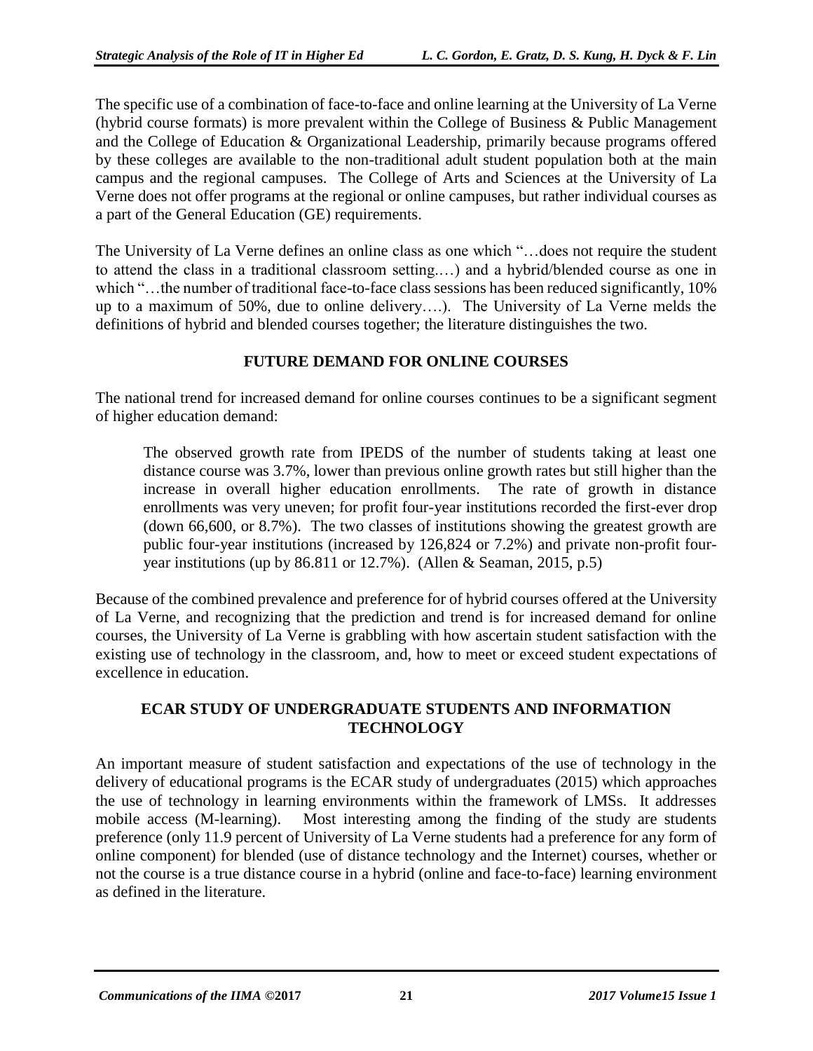The specific use of a combination of face-to-face and online learning at the University of La Verne (hybrid course formats) is more prevalent within the College of Business & Public Management and the College of Education & Organizational Leadership, primarily because programs offered by these colleges are available to the non-traditional adult student population both at the main campus and the regional campuses. The College of Arts and Sciences at the University of La Verne does not offer programs at the regional or online campuses, but rather individual courses as a part of the General Education (GE) requirements.

The University of La Verne defines an online class as one which "…does not require the student to attend the class in a traditional classroom setting.…) and a hybrid/blended course as one in which "…the number of traditional face-to-face class sessions has been reduced significantly, 10% up to a maximum of 50%, due to online delivery….). The University of La Verne melds the definitions of hybrid and blended courses together; the literature distinguishes the two.

## FUTURE DEMAND FOR ONLINE COURSES

The national trend for increased demand for online courses continues to be a significant segment of higher education demand:

> The observed growth rate from IPEDS of the number of students taking at least one distance course was 3.7%, lower than previous online growth rates but still higher than the increase in overall higher education enrollments. The rate of growth in distance enrollments was very uneven; for profit four-year institutions recorded the first-ever drop (down 66,600, or 8.7%). The two classes of institutions showing the greatest growth are public four-year institutions (increased by 126,824 or 7.2%) and private non-profit four-year institutions (up by 86.811 or 12.7%). (Allen & Seaman, 2015, p.5)

Because of the combined prevalence and preference for of hybrid courses offered at the University of La Verne, and recognizing that the prediction and trend is for increased demand for online courses, the University of La Verne is grabbling with how ascertain student satisfaction with the existing use of technology in the classroom, and, how to meet or exceed student expectations of excellence in education.

## ECAR STUDY OF UNDERGRADUATE STUDENTS AND INFORMATION TECHNOLOGY

An important measure of student satisfaction and expectations of the use of technology in the delivery of educational programs is the ECAR study of undergraduates (2015) which approaches the use of technology in learning environments within the framework of LMSs. It addresses mobile access (M-learning). Most interesting among the finding of the study are students preference (only 11.9 percent of University of La Verne students had a preference for any form of online component) for blended (use of distance technology and the Internet) courses, whether or not the course is a true distance course in a hybrid (online and face-to-face) learning environment as defined in the literature.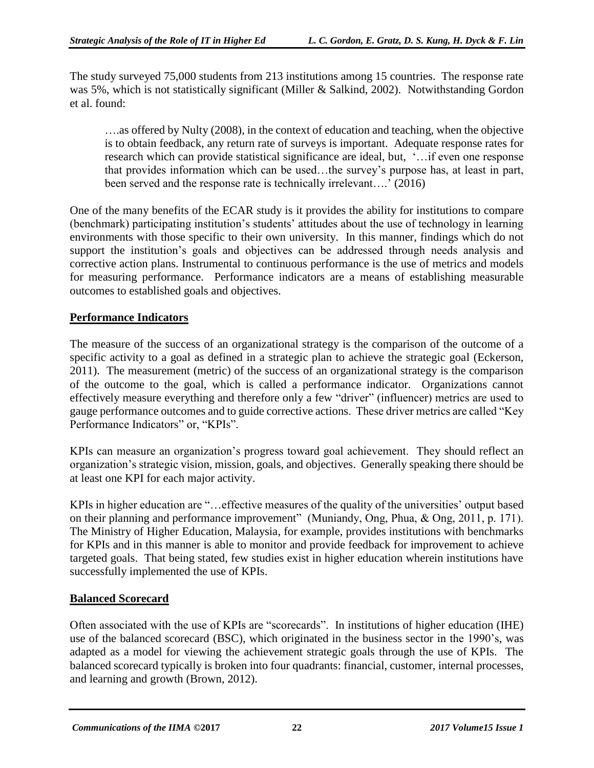The study surveyed 75,000 students from 213 institutions among 15 countries. The response rate was 5%, which is not statistically significant (Miller & Salkind, 2002). Notwithstanding Gordon et al. found:

> ….as offered by Nulty (2008), in the context of education and teaching, when the objective is to obtain feedback, any return rate of surveys is important. Adequate response rates for research which can provide statistical significance are ideal, but, '…if even one response that provides information which can be used…the survey's purpose has, at least in part, been served and the response rate is technically irrelevant….' (2016)

One of the many benefits of the ECAR study is it provides the ability for institutions to compare (benchmark) participating institution's students' attitudes about the use of technology in learning environments with those specific to their own university. In this manner, findings which do not support the institution's goals and objectives can be addressed through needs analysis and corrective action plans. Instrumental to continuous performance is the use of metrics and models for measuring performance. Performance indicators are a means of establishing measurable outcomes to established goals and objectives.

## Performance Indicators

The measure of the success of an organizational strategy is the comparison of the outcome of a specific activity to a goal as defined in a strategic plan to achieve the strategic goal (Eckerson, 2011). The measurement (metric) of the success of an organizational strategy is the comparison of the outcome to the goal, which is called a performance indicator. Organizations cannot effectively measure everything and therefore only a few "driver" (influencer) metrics are used to gauge performance outcomes and to guide corrective actions. These driver metrics are called "Key Performance Indicators" or, "KPIs".

KPIs can measure an organization's progress toward goal achievement. They should reflect an organization's strategic vision, mission, goals, and objectives. Generally speaking there should be at least one KPI for each major activity.

KPIs in higher education are "…effective measures of the quality of the universities' output based on their planning and performance improvement" (Muniandy, Ong, Phua, & Ong, 2011, p. 171). The Ministry of Higher Education, Malaysia, for example, provides institutions with benchmarks for KPIs and in this manner is able to monitor and provide feedback for improvement to achieve targeted goals. That being stated, few studies exist in higher education wherein institutions have successfully implemented the use of KPIs.

## Balanced Scorecard

Often associated with the use of KPIs are "scorecards". In institutions of higher education (IHE) use of the balanced scorecard (BSC), which originated in the business sector in the 1990's, was adapted as a model for viewing the achievement strategic goals through the use of KPIs. The balanced scorecard typically is broken into four quadrants: financial, customer, internal processes, and learning and growth (Brown, 2012).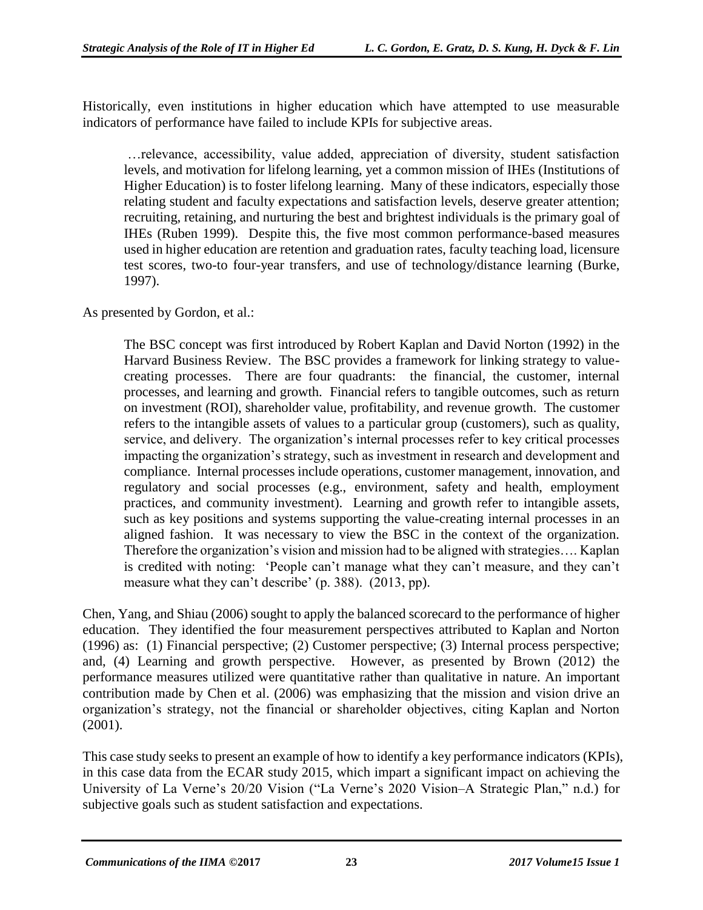Historically, even institutions in higher education which have attempted to use measurable indicators of performance have failed to include KPIs for subjective areas.

> …relevance, accessibility, value added, appreciation of diversity, student satisfaction levels, and motivation for lifelong learning, yet a common mission of IHEs (Institutions of Higher Education) is to foster lifelong learning. Many of these indicators, especially those relating student and faculty expectations and satisfaction levels, deserve greater attention; recruiting, retaining, and nurturing the best and brightest individuals is the primary goal of IHEs (Ruben 1999). Despite this, the five most common performance-based measures used in higher education are retention and graduation rates, faculty teaching load, licensure test scores, two-to four-year transfers, and use of technology/distance learning (Burke, 1997).

As presented by Gordon, et al.:

> The BSC concept was first introduced by Robert Kaplan and David Norton (1992) in the Harvard Business Review. The BSC provides a framework for linking strategy to value-creating processes. There are four quadrants: the financial, the customer, internal processes, and learning and growth. Financial refers to tangible outcomes, such as return on investment (ROI), shareholder value, profitability, and revenue growth. The customer refers to the intangible assets of values to a particular group (customers), such as quality, service, and delivery. The organization's internal processes refer to key critical processes impacting the organization's strategy, such as investment in research and development and compliance. Internal processes include operations, customer management, innovation, and regulatory and social processes (e.g., environment, safety and health, employment practices, and community investment). Learning and growth refer to intangible assets, such as key positions and systems supporting the value-creating internal processes in an aligned fashion. It was necessary to view the BSC in the context of the organization. Therefore the organization's vision and mission had to be aligned with strategies…. Kaplan is credited with noting: 'People can't manage what they can't measure, and they can't measure what they can't describe' (p. 388). (2013, pp).

Chen, Yang, and Shiau (2006) sought to apply the balanced scorecard to the performance of higher education. They identified the four measurement perspectives attributed to Kaplan and Norton (1996) as: (1) Financial perspective; (2) Customer perspective; (3) Internal process perspective; and, (4) Learning and growth perspective. However, as presented by Brown (2012) the performance measures utilized were quantitative rather than qualitative in nature. An important contribution made by Chen et al. (2006) was emphasizing that the mission and vision drive an organization's strategy, not the financial or shareholder objectives, citing Kaplan and Norton (2001).

This case study seeks to present an example of how to identify a key performance indicators (KPIs), in this case data from the ECAR study 2015, which impart a significant impact on achieving the University of La Verne's 20/20 Vision ("La Verne's 2020 Vision–A Strategic Plan," n.d.) for subjective goals such as student satisfaction and expectations.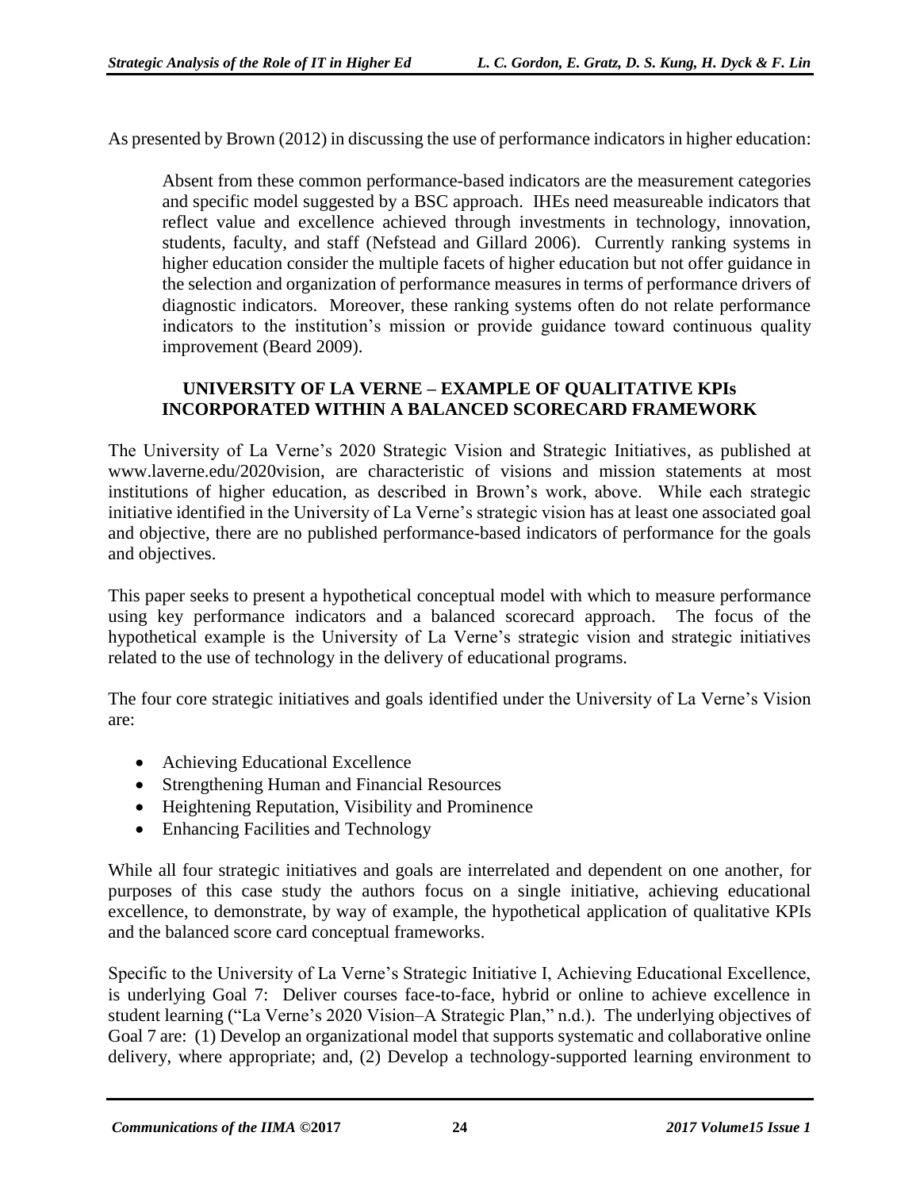As presented by Brown (2012) in discussing the use of performance indicators in higher education:

> Absent from these common performance-based indicators are the measurement categories and specific model suggested by a BSC approach. IHEs need measureable indicators that reflect value and excellence achieved through investments in technology, innovation, students, faculty, and staff (Nefstead and Gillard 2006). Currently ranking systems in higher education consider the multiple facets of higher education but not offer guidance in the selection and organization of performance measures in terms of performance drivers of diagnostic indicators. Moreover, these ranking systems often do not relate performance indicators to the institution's mission or provide guidance toward continuous quality improvement (Beard 2009).

## UNIVERSITY OF LA VERNE – EXAMPLE OF QUALITATIVE KPIs INCORPORATED WITHIN A BALANCED SCORECARD FRAMEWORK

The University of La Verne's 2020 Strategic Vision and Strategic Initiatives, as published at www.laverne.edu/2020vision, are characteristic of visions and mission statements at most institutions of higher education, as described in Brown's work, above. While each strategic initiative identified in the University of La Verne's strategic vision has at least one associated goal and objective, there are no published performance-based indicators of performance for the goals and objectives.

This paper seeks to present a hypothetical conceptual model with which to measure performance using key performance indicators and a balanced scorecard approach. The focus of the hypothetical example is the University of La Verne's strategic vision and strategic initiatives related to the use of technology in the delivery of educational programs.

The four core strategic initiatives and goals identified under the University of La Verne's Vision are:

- Achieving Educational Excellence
- Strengthening Human and Financial Resources
- Heightening Reputation, Visibility and Prominence
- Enhancing Facilities and Technology

While all four strategic initiatives and goals are interrelated and dependent on one another, for purposes of this case study the authors focus on a single initiative, achieving educational excellence, to demonstrate, by way of example, the hypothetical application of qualitative KPIs and the balanced score card conceptual frameworks.

Specific to the University of La Verne's Strategic Initiative I, Achieving Educational Excellence, is underlying Goal 7: Deliver courses face-to-face, hybrid or online to achieve excellence in student learning ("La Verne's 2020 Vision–A Strategic Plan," n.d.). The underlying objectives of Goal 7 are: (1) Develop an organizational model that supports systematic and collaborative online delivery, where appropriate; and, (2) Develop a technology-supported learning environment to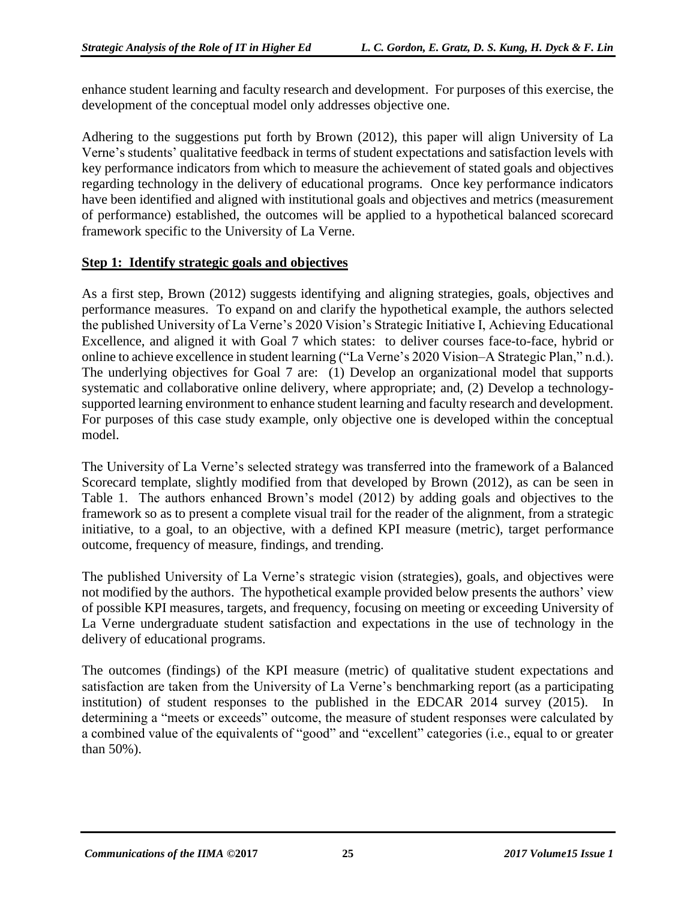enhance student learning and faculty research and development. For purposes of this exercise, the development of the conceptual model only addresses objective one.

Adhering to the suggestions put forth by Brown (2012), this paper will align University of La Verne's students' qualitative feedback in terms of student expectations and satisfaction levels with key performance indicators from which to measure the achievement of stated goals and objectives regarding technology in the delivery of educational programs. Once key performance indicators have been identified and aligned with institutional goals and objectives and metrics (measurement of performance) established, the outcomes will be applied to a hypothetical balanced scorecard framework specific to the University of La Verne.

**Step 1: Identify strategic goals and objectives**

As a first step, Brown (2012) suggests identifying and aligning strategies, goals, objectives and performance measures. To expand on and clarify the hypothetical example, the authors selected the published University of La Verne's 2020 Vision's Strategic Initiative I, Achieving Educational Excellence, and aligned it with Goal 7 which states: to deliver courses face-to-face, hybrid or online to achieve excellence in student learning ("La Verne's 2020 Vision–A Strategic Plan," n.d.). The underlying objectives for Goal 7 are: (1) Develop an organizational model that supports systematic and collaborative online delivery, where appropriate; and, (2) Develop a technology-supported learning environment to enhance student learning and faculty research and development. For purposes of this case study example, only objective one is developed within the conceptual model.

The University of La Verne's selected strategy was transferred into the framework of a Balanced Scorecard template, slightly modified from that developed by Brown (2012), as can be seen in Table 1. The authors enhanced Brown's model (2012) by adding goals and objectives to the framework so as to present a complete visual trail for the reader of the alignment, from a strategic initiative, to a goal, to an objective, with a defined KPI measure (metric), target performance outcome, frequency of measure, findings, and trending.

The published University of La Verne's strategic vision (strategies), goals, and objectives were not modified by the authors. The hypothetical example provided below presents the authors' view of possible KPI measures, targets, and frequency, focusing on meeting or exceeding University of La Verne undergraduate student satisfaction and expectations in the use of technology in the delivery of educational programs.

The outcomes (findings) of the KPI measure (metric) of qualitative student expectations and satisfaction are taken from the University of La Verne's benchmarking report (as a participating institution) of student responses to the published in the EDCAR 2014 survey (2015). In determining a "meets or exceeds" outcome, the measure of student responses were calculated by a combined value of the equivalents of "good" and "excellent" categories (i.e., equal to or greater than 50%).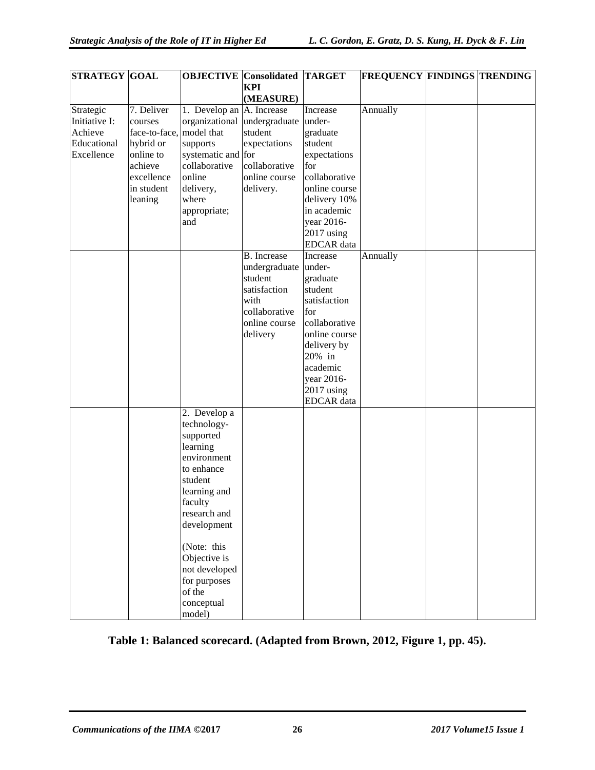| STRATEGY | GOAL | OBJECTIVE | Consolidated KPI (MEASURE) | TARGET | FREQUENCY | FINDINGS | TRENDING |
|---|---|---|---|---|---|---|---|
| Strategic Initiative I: Achieve Educational Excellence | 7. Deliver courses face-to-face, hybrid or online to achieve excellence in student leaning | 1. Develop an organizational model that supports systematic and collaborative online delivery, where appropriate; and | A. Increase undergraduate student expectations for collaborative online course delivery. | Increase under-graduate student expectations for collaborative online course delivery 10% in academic year 2016-2017 using EDCAR data | Annually | | |
| | | | B. Increase undergraduate student satisfaction with collaborative online course delivery | Increase under-graduate student satisfaction for collaborative online course delivery by 20% in academic year 2016-2017 using EDCAR data | Annually | | |
| | | 2. Develop a technology-supported learning environment to enhance student learning and faculty research and development (Note: this Objective is not developed for purposes of the conceptual model) | | | | | |

**Table 1: Balanced scorecard. (Adapted from Brown, 2012, Figure 1, pp. 45).**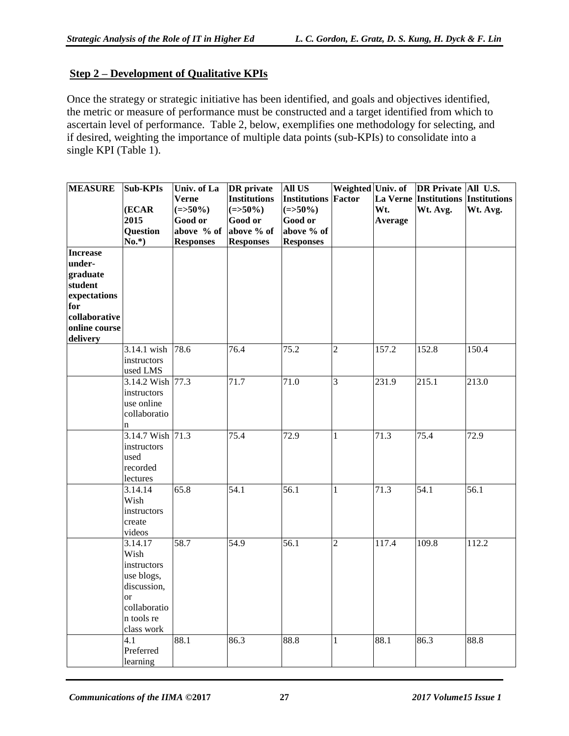## Step 2 – Development of Qualitative KPIs

Once the strategy or strategic initiative has been identified, and goals and objectives identified, the metric or measure of performance must be constructed and a target identified from which to ascertain level of performance. Table 2, below, exemplifies one methodology for selecting, and if desired, weighting the importance of multiple data points (sub-KPIs) to consolidate into a single KPI (Table 1).

| MEASURE | Sub-KPIs (ECAR 2015 Question No.*) | Univ. of La Verne (=>50%) Good or above % of Responses | DR private Institutions (=>50%) Good or above % of Responses | All US Institutions (=>50%) Good or above % of Responses | Weighted Factor | Univ. of La Verne Wt. Average | DR Private Institutions Wt. Avg. | All U.S. Institutions Wt. Avg. |
|---|---|---|---|---|---|---|---|---|
| Increase under-graduate student expectations for collaborative online course delivery | | | | | | | | |
| | 3.14.1 wish instructors used LMS | 78.6 | 76.4 | 75.2 | 2 | 157.2 | 152.8 | 150.4 |
| | 3.14.2 Wish instructors use online collaboration | 77.3 | 71.7 | 71.0 | 3 | 231.9 | 215.1 | 213.0 |
| | 3.14.7 Wish instructors used recorded lectures | 71.3 | 75.4 | 72.9 | 1 | 71.3 | 75.4 | 72.9 |
| | 3.14.14 Wish instructors create videos | 65.8 | 54.1 | 56.1 | 1 | 71.3 | 54.1 | 56.1 |
| | 3.14.17 Wish instructors use blogs, discussion, or collaboration tools re class work | 58.7 | 54.9 | 56.1 | 2 | 117.4 | 109.8 | 112.2 |
| | 4.1 Preferred learning | 88.1 | 86.3 | 88.8 | 1 | 88.1 | 86.3 | 88.8 |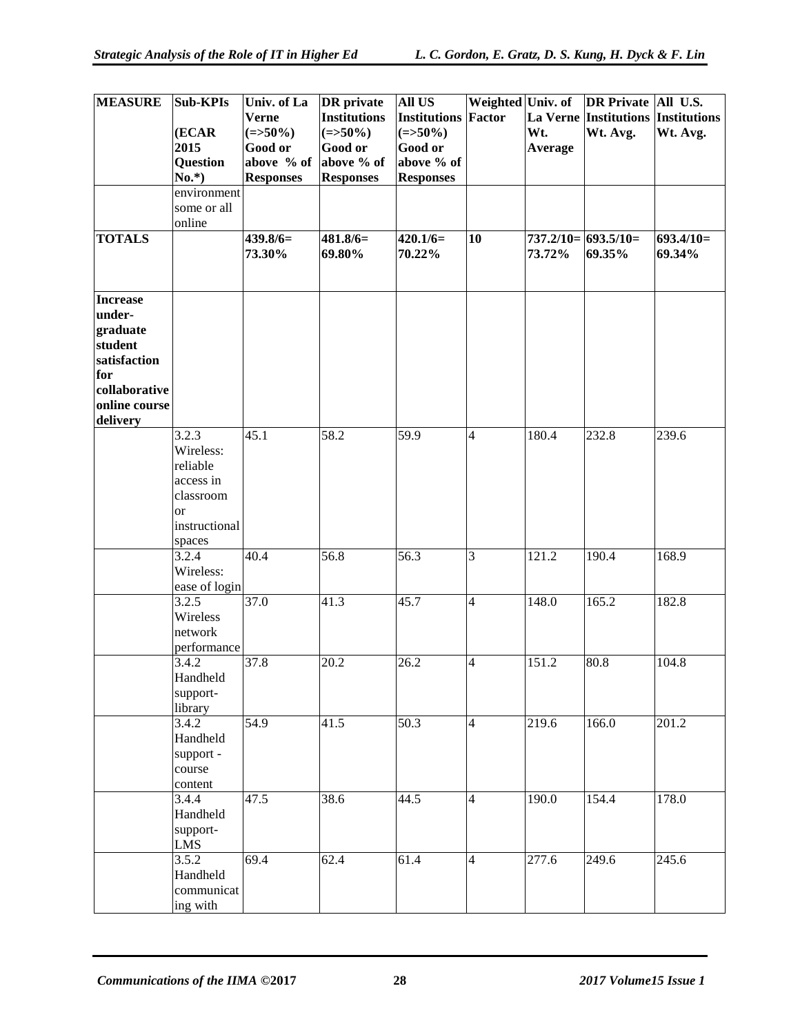| MEASURE | Sub-KPIs (ECAR 2015 Question No.*) | Univ. of La Verne (=>50%) Good or above % of Responses | DR private Institutions (=>50%) Good or above % of Responses | All US Institutions (=>50%) Good or above % of Responses | Weighted Factor | Univ. of La Verne Wt. Average | DR Private Institutions Wt. Avg. | All U.S. Institutions Wt. Avg. |
|---|---|---|---|---|---|---|---|---|
| | environment some or all online | | | | | | | |
| **TOTALS** | | **439.8/6= 73.30%** | **481.8/6= 69.80%** | **420.1/6= 70.22%** | **10** | **737.2/10= 73.72%** | **693.5/10= 69.35%** | **693.4/10= 69.34%** |
| **Increase under-graduate student satisfaction for collaborative online course delivery** | | | | | | | | |
| | 3.2.3 Wireless: reliable access in classroom or instructional spaces | 45.1 | 58.2 | 59.9 | 4 | 180.4 | 232.8 | 239.6 |
| | 3.2.4 Wireless: ease of login | 40.4 | 56.8 | 56.3 | 3 | 121.2 | 190.4 | 168.9 |
| | 3.2.5 Wireless network performance | 37.0 | 41.3 | 45.7 | 4 | 148.0 | 165.2 | 182.8 |
| | 3.4.2 Handheld support-library | 37.8 | 20.2 | 26.2 | 4 | 151.2 | 80.8 | 104.8 |
| | 3.4.2 Handheld support - course content | 54.9 | 41.5 | 50.3 | 4 | 219.6 | 166.0 | 201.2 |
| | 3.4.4 Handheld support-LMS | 47.5 | 38.6 | 44.5 | 4 | 190.0 | 154.4 | 178.0 |
| | 3.5.2 Handheld communicating with | 69.4 | 62.4 | 61.4 | 4 | 277.6 | 249.6 | 245.6 |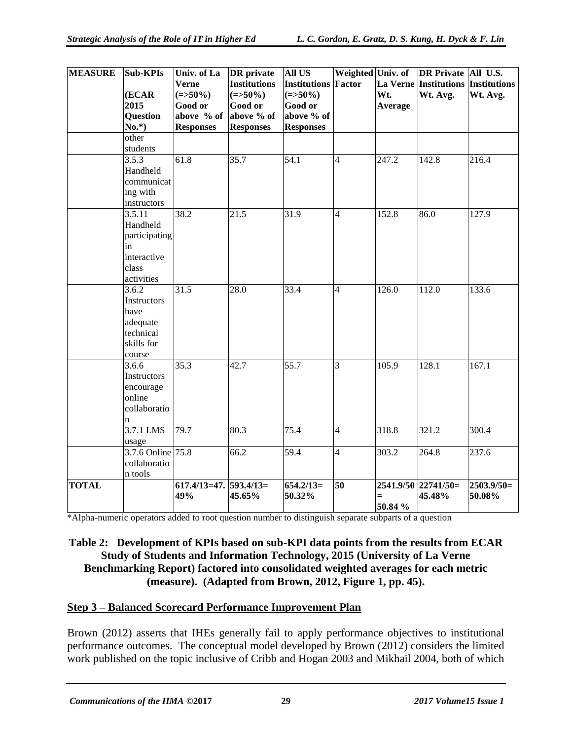| MEASURE | Sub-KPIs (ECAR 2015 Question No.*) | Univ. of La Verne (=>50%) Good or above % of Responses | DR private Institutions (=>50%) Good or above % of Responses | All US Institutions (=>50%) Good or above % of Responses | Weighted Factor | Univ. of La Verne Wt. Average | DR Private Institutions Wt. Avg. | All U.S. Institutions Wt. Avg. |
|---|---|---|---|---|---|---|---|---|
| | other students | | | | | | | |
| | 3.5.3 Handheld communicating with instructors | 61.8 | 35.7 | 54.1 | 4 | 247.2 | 142.8 | 216.4 |
| | 3.5.11 Handheld participating in interactive class activities | 38.2 | 21.5 | 31.9 | 4 | 152.8 | 86.0 | 127.9 |
| | 3.6.2 Instructors have adequate technical skills for course | 31.5 | 28.0 | 33.4 | 4 | 126.0 | 112.0 | 133.6 |
| | 3.6.6 Instructors encourage online collaboration | 35.3 | 42.7 | 55.7 | 3 | 105.9 | 128.1 | 167.1 |
| | 3.7.1 LMS usage | 79.7 | 80.3 | 75.4 | 4 | 318.8 | 321.2 | 300.4 |
| | 3.7.6 Online collaboration tools | 75.8 | 66.2 | 59.4 | 4 | 303.2 | 264.8 | 237.6 |
| **TOTAL** | | **617.4/13=47.49%** | **593.4/13= 45.65%** | **654.2/13= 50.32%** | **50** | **2541.9/50 = 50.84 %** | **22741/50= 45.48%** | **2503.9/50= 50.08%** |

*Alpha-numeric operators added to root question number to distinguish separate subparts of a question

**Table 2: Development of KPIs based on sub-KPI data points from the results from ECAR Study of Students and Information Technology, 2015 (University of La Verne Benchmarking Report) factored into consolidated weighted averages for each metric (measure). (Adapted from Brown, 2012, Figure 1, pp. 45).**

## Step 3 – Balanced Scorecard Performance Improvement Plan

Brown (2012) asserts that IHEs generally fail to apply performance objectives to institutional performance outcomes. The conceptual model developed by Brown (2012) considers the limited work published on the topic inclusive of Cribb and Hogan 2003 and Mikhail 2004, both of which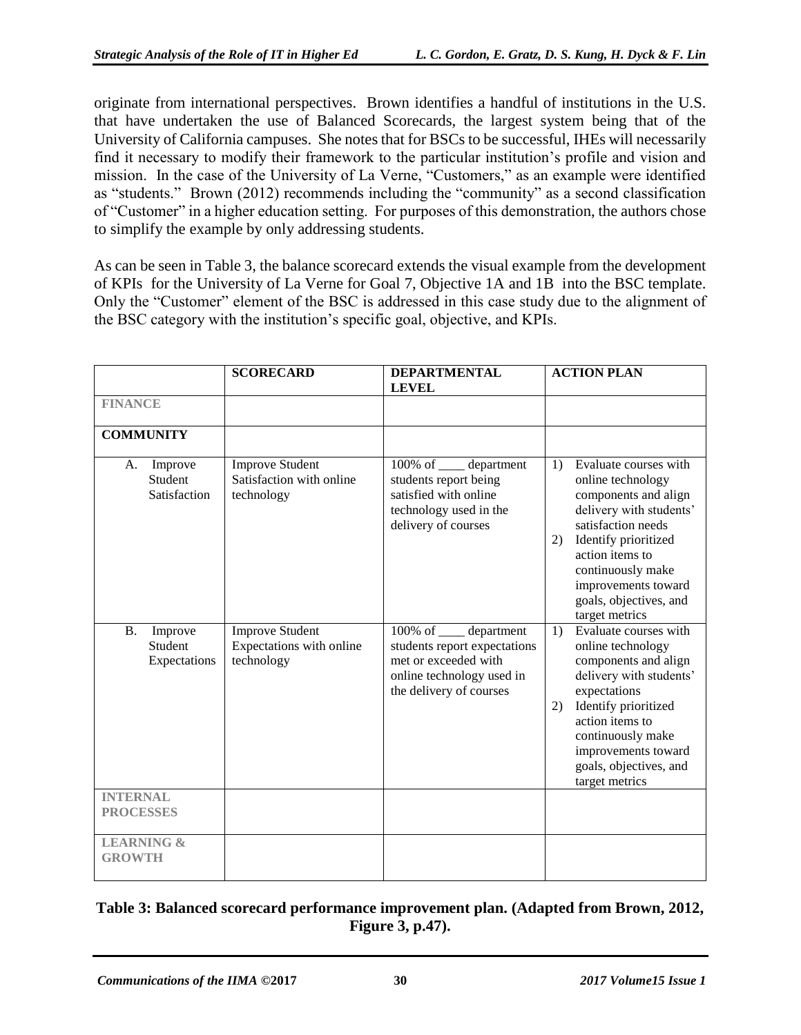originate from international perspectives. Brown identifies a handful of institutions in the U.S. that have undertaken the use of Balanced Scorecards, the largest system being that of the University of California campuses. She notes that for BSCs to be successful, IHEs will necessarily find it necessary to modify their framework to the particular institution's profile and vision and mission. In the case of the University of La Verne, "Customers," as an example were identified as "students." Brown (2012) recommends including the "community" as a second classification of "Customer" in a higher education setting. For purposes of this demonstration, the authors chose to simplify the example by only addressing students.

As can be seen in Table 3, the balance scorecard extends the visual example from the development of KPIs for the University of La Verne for Goal 7, Objective 1A and 1B into the BSC template. Only the "Customer" element of the BSC is addressed in this case study due to the alignment of the BSC category with the institution's specific goal, objective, and KPIs.

| | **SCORECARD** | **DEPARTMENTAL LEVEL** | **ACTION PLAN** |
|---|---|---|---|
| **FINANCE** | | | |
| **COMMUNITY** | | | |
| A. Improve Student Satisfaction | Improve Student Satisfaction with online technology | 100% of ____ department students report being satisfied with online technology used in the delivery of courses | 1) Evaluate courses with online technology components and align delivery with students' satisfaction needs<br>2) Identify prioritized action items to continuously make improvements toward goals, objectives, and target metrics |
| B. Improve Student Expectations | Improve Student Expectations with online technology | 100% of ____ department students report expectations met or exceeded with online technology used in the delivery of courses | 1) Evaluate courses with online technology components and align delivery with students' expectations<br>2) Identify prioritized action items to continuously make improvements toward goals, objectives, and target metrics |
| **INTERNAL PROCESSES** | | | |
| **LEARNING & GROWTH** | | | |

**Table 3: Balanced scorecard performance improvement plan. (Adapted from Brown, 2012, Figure 3, p.47).**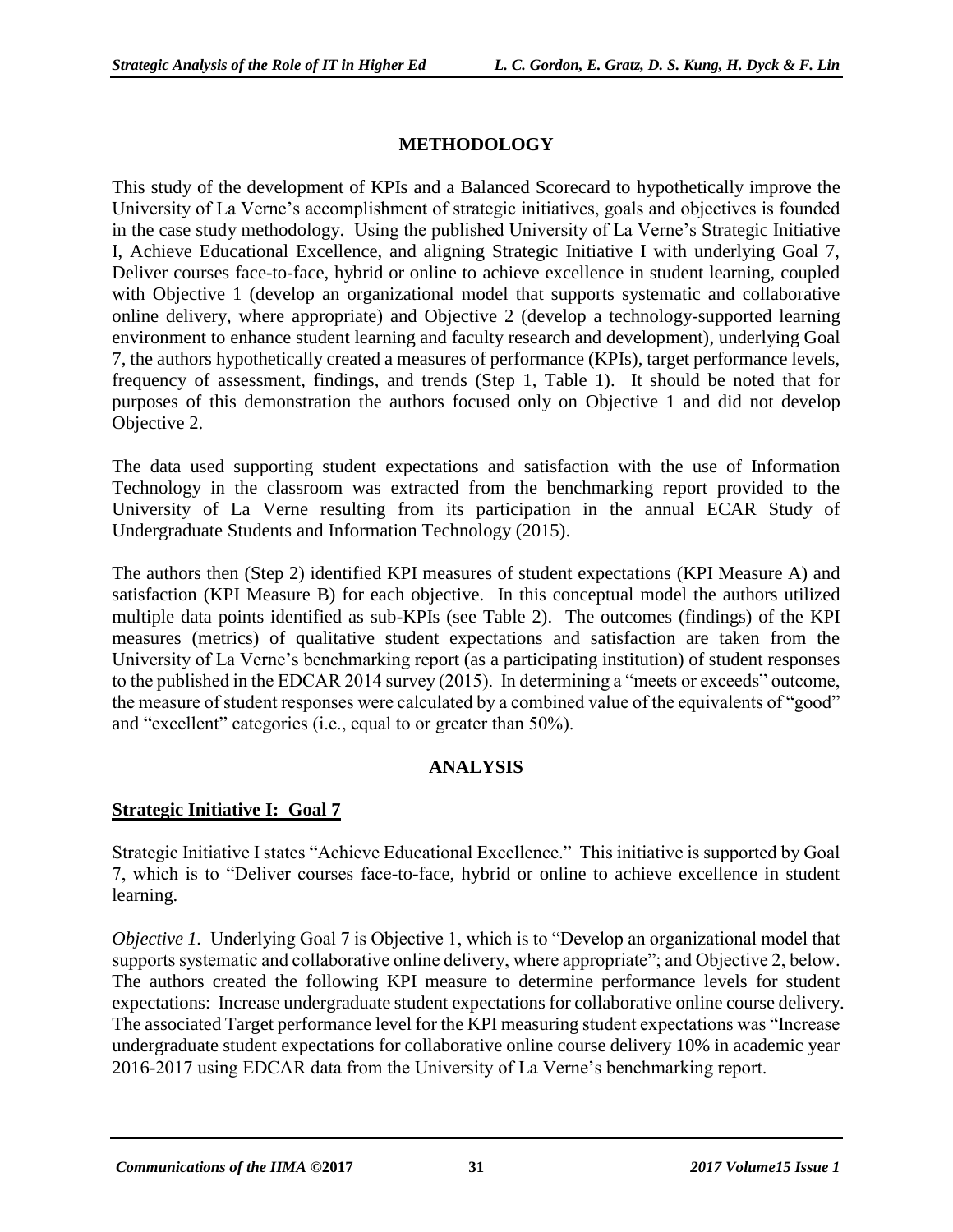## METHODOLOGY

This study of the development of KPIs and a Balanced Scorecard to hypothetically improve the University of La Verne's accomplishment of strategic initiatives, goals and objectives is founded in the case study methodology. Using the published University of La Verne's Strategic Initiative I, Achieve Educational Excellence, and aligning Strategic Initiative I with underlying Goal 7, Deliver courses face-to-face, hybrid or online to achieve excellence in student learning, coupled with Objective 1 (develop an organizational model that supports systematic and collaborative online delivery, where appropriate) and Objective 2 (develop a technology-supported learning environment to enhance student learning and faculty research and development), underlying Goal 7, the authors hypothetically created a measures of performance (KPIs), target performance levels, frequency of assessment, findings, and trends (Step 1, Table 1). It should be noted that for purposes of this demonstration the authors focused only on Objective 1 and did not develop Objective 2.

The data used supporting student expectations and satisfaction with the use of Information Technology in the classroom was extracted from the benchmarking report provided to the University of La Verne resulting from its participation in the annual ECAR Study of Undergraduate Students and Information Technology (2015).

The authors then (Step 2) identified KPI measures of student expectations (KPI Measure A) and satisfaction (KPI Measure B) for each objective. In this conceptual model the authors utilized multiple data points identified as sub-KPIs (see Table 2). The outcomes (findings) of the KPI measures (metrics) of qualitative student expectations and satisfaction are taken from the University of La Verne's benchmarking report (as a participating institution) of student responses to the published in the EDCAR 2014 survey (2015). In determining a "meets or exceeds" outcome, the measure of student responses were calculated by a combined value of the equivalents of "good" and "excellent" categories (i.e., equal to or greater than 50%).

## ANALYSIS

### Strategic Initiative I: Goal 7

Strategic Initiative I states "Achieve Educational Excellence." This initiative is supported by Goal 7, which is to "Deliver courses face-to-face, hybrid or online to achieve excellence in student learning.

*Objective 1.* Underlying Goal 7 is Objective 1, which is to "Develop an organizational model that supports systematic and collaborative online delivery, where appropriate"; and Objective 2, below. The authors created the following KPI measure to determine performance levels for student expectations: Increase undergraduate student expectations for collaborative online course delivery. The associated Target performance level for the KPI measuring student expectations was "Increase undergraduate student expectations for collaborative online course delivery 10% in academic year 2016-2017 using EDCAR data from the University of La Verne's benchmarking report.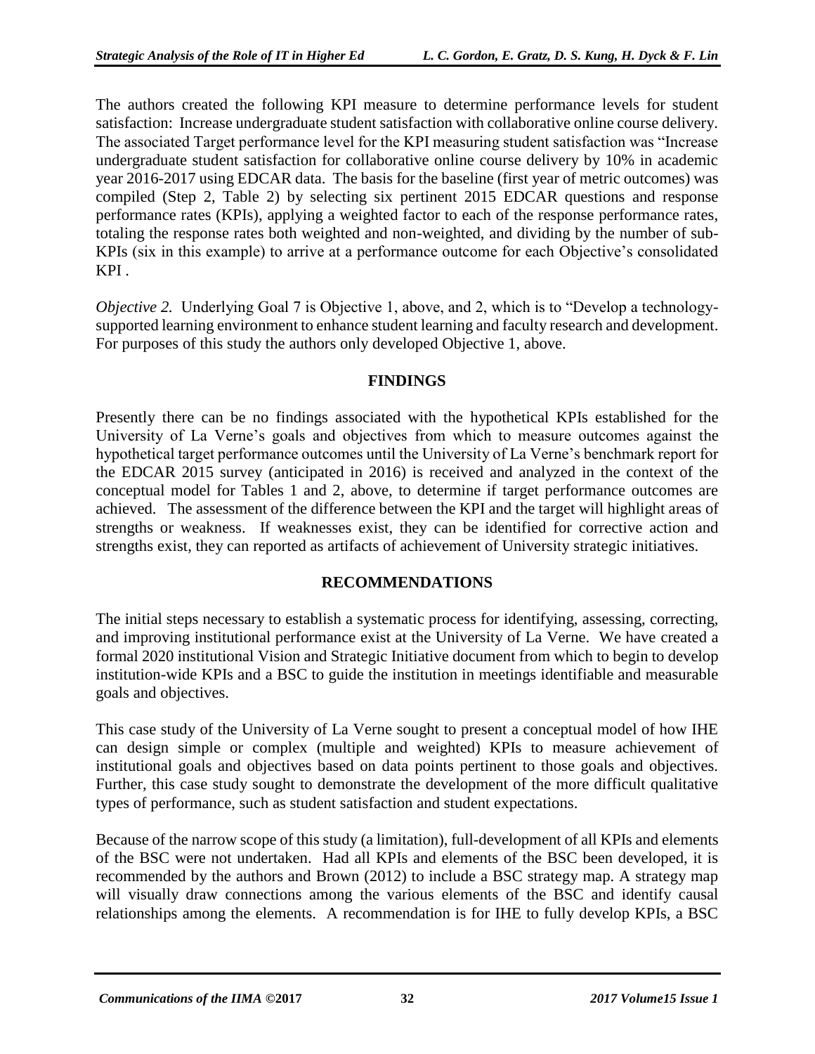The authors created the following KPI measure to determine performance levels for student satisfaction: Increase undergraduate student satisfaction with collaborative online course delivery. The associated Target performance level for the KPI measuring student satisfaction was "Increase undergraduate student satisfaction for collaborative online course delivery by 10% in academic year 2016-2017 using EDCAR data. The basis for the baseline (first year of metric outcomes) was compiled (Step 2, Table 2) by selecting six pertinent 2015 EDCAR questions and response performance rates (KPIs), applying a weighted factor to each of the response performance rates, totaling the response rates both weighted and non-weighted, and dividing by the number of sub-KPIs (six in this example) to arrive at a performance outcome for each Objective's consolidated KPI .

*Objective 2.* Underlying Goal 7 is Objective 1, above, and 2, which is to "Develop a technology-supported learning environment to enhance student learning and faculty research and development. For purposes of this study the authors only developed Objective 1, above.

## FINDINGS

Presently there can be no findings associated with the hypothetical KPIs established for the University of La Verne's goals and objectives from which to measure outcomes against the hypothetical target performance outcomes until the University of La Verne's benchmark report for the EDCAR 2015 survey (anticipated in 2016) is received and analyzed in the context of the conceptual model for Tables 1 and 2, above, to determine if target performance outcomes are achieved. The assessment of the difference between the KPI and the target will highlight areas of strengths or weakness. If weaknesses exist, they can be identified for corrective action and strengths exist, they can reported as artifacts of achievement of University strategic initiatives.

## RECOMMENDATIONS

The initial steps necessary to establish a systematic process for identifying, assessing, correcting, and improving institutional performance exist at the University of La Verne. We have created a formal 2020 institutional Vision and Strategic Initiative document from which to begin to develop institution-wide KPIs and a BSC to guide the institution in meetings identifiable and measurable goals and objectives.

This case study of the University of La Verne sought to present a conceptual model of how IHE can design simple or complex (multiple and weighted) KPIs to measure achievement of institutional goals and objectives based on data points pertinent to those goals and objectives. Further, this case study sought to demonstrate the development of the more difficult qualitative types of performance, such as student satisfaction and student expectations.

Because of the narrow scope of this study (a limitation), full-development of all KPIs and elements of the BSC were not undertaken. Had all KPIs and elements of the BSC been developed, it is recommended by the authors and Brown (2012) to include a BSC strategy map. A strategy map will visually draw connections among the various elements of the BSC and identify causal relationships among the elements. A recommendation is for IHE to fully develop KPIs, a BSC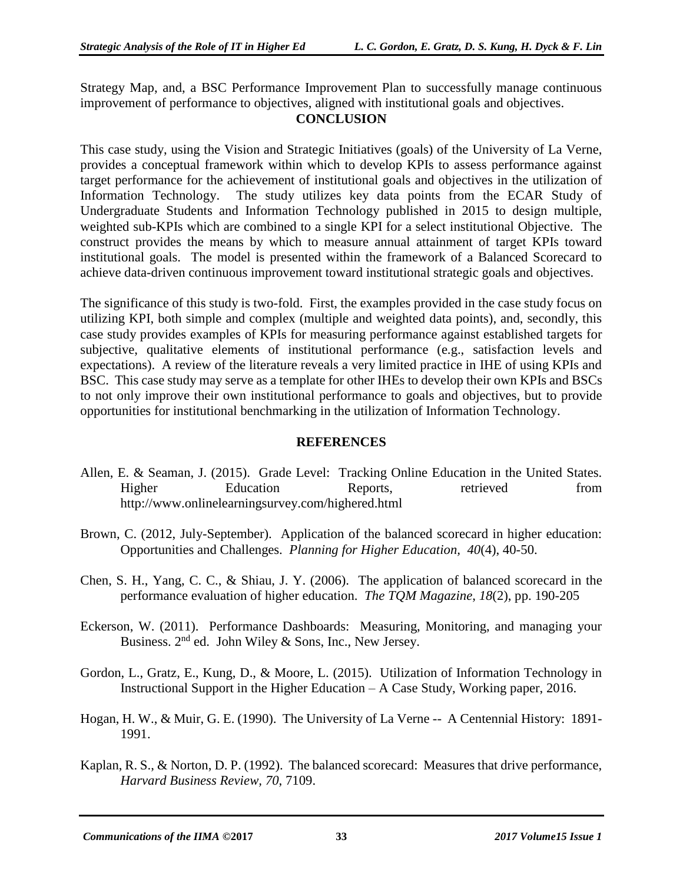Strategy Map, and, a BSC Performance Improvement Plan to successfully manage continuous improvement of performance to objectives, aligned with institutional goals and objectives.

## CONCLUSION

This case study, using the Vision and Strategic Initiatives (goals) of the University of La Verne, provides a conceptual framework within which to develop KPIs to assess performance against target performance for the achievement of institutional goals and objectives in the utilization of Information Technology. The study utilizes key data points from the ECAR Study of Undergraduate Students and Information Technology published in 2015 to design multiple, weighted sub-KPIs which are combined to a single KPI for a select institutional Objective. The construct provides the means by which to measure annual attainment of target KPIs toward institutional goals. The model is presented within the framework of a Balanced Scorecard to achieve data-driven continuous improvement toward institutional strategic goals and objectives.

The significance of this study is two-fold. First, the examples provided in the case study focus on utilizing KPI, both simple and complex (multiple and weighted data points), and, secondly, this case study provides examples of KPIs for measuring performance against established targets for subjective, qualitative elements of institutional performance (e.g., satisfaction levels and expectations). A review of the literature reveals a very limited practice in IHE of using KPIs and BSC. This case study may serve as a template for other IHEs to develop their own KPIs and BSCs to not only improve their own institutional performance to goals and objectives, but to provide opportunities for institutional benchmarking in the utilization of Information Technology.

## REFERENCES

Allen, E. & Seaman, J. (2015). Grade Level: Tracking Online Education in the United States. Higher Education Reports, retrieved from http://www.onlinelearningsurvey.com/highered.html

Brown, C. (2012, July-September). Application of the balanced scorecard in higher education: Opportunities and Challenges. *Planning for Higher Education, 40*(4), 40-50.

Chen, S. H., Yang, C. C., & Shiau, J. Y. (2006). The application of balanced scorecard in the performance evaluation of higher education. *The TQM Magazine*, *18*(2), pp. 190-205

Eckerson, W. (2011). Performance Dashboards: Measuring, Monitoring, and managing your Business. 2nd ed. John Wiley & Sons, Inc., New Jersey.

Gordon, L., Gratz, E., Kung, D., & Moore, L. (2015). Utilization of Information Technology in Instructional Support in the Higher Education – A Case Study, Working paper, 2016.

Hogan, H. W., & Muir, G. E. (1990). The University of La Verne -- A Centennial History: 1891-1991.

Kaplan, R. S., & Norton, D. P. (1992). The balanced scorecard: Measures that drive performance, *Harvard Business Review, 70*, 7109.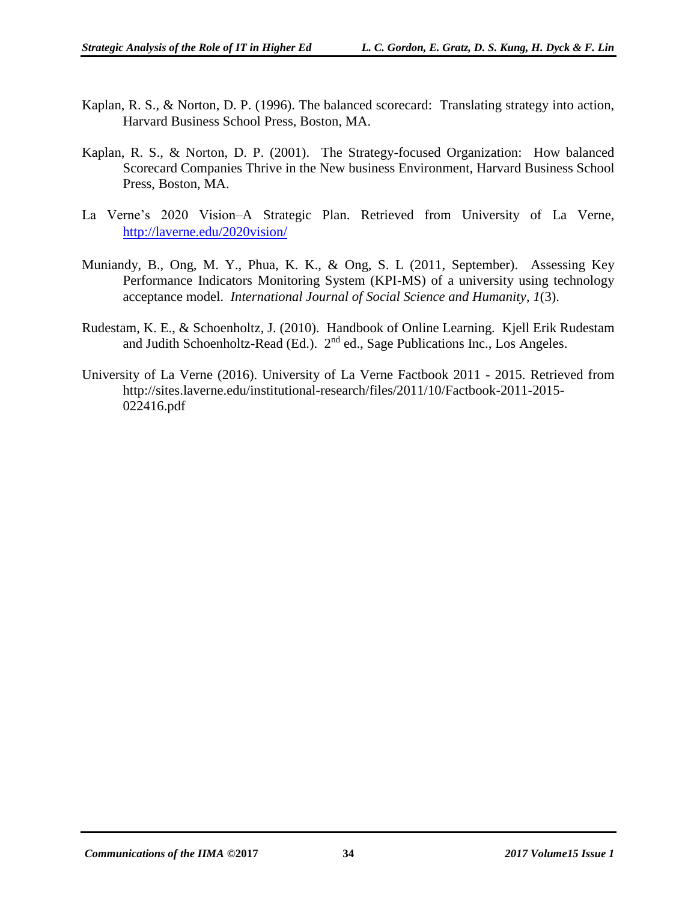Kaplan, R. S., & Norton, D. P. (1996). The balanced scorecard: Translating strategy into action, Harvard Business School Press, Boston, MA.

Kaplan, R. S., & Norton, D. P. (2001). The Strategy-focused Organization: How balanced Scorecard Companies Thrive in the New business Environment, Harvard Business School Press, Boston, MA.

La Verne's 2020 Vision–A Strategic Plan. Retrieved from University of La Verne, http://laverne.edu/2020vision/

Muniandy, B., Ong, M. Y., Phua, K. K., & Ong, S. L (2011, September). Assessing Key Performance Indicators Monitoring System (KPI-MS) of a university using technology acceptance model. *International Journal of Social Science and Humanity*, *1*(3).

Rudestam, K. E., & Schoenholtz, J. (2010). Handbook of Online Learning. Kjell Erik Rudestam and Judith Schoenholtz-Read (Ed.). 2nd ed., Sage Publications Inc., Los Angeles.

University of La Verne (2016). University of La Verne Factbook 2011 - 2015. Retrieved from http://sites.laverne.edu/institutional-research/files/2011/10/Factbook-2011-2015-022416.pdf